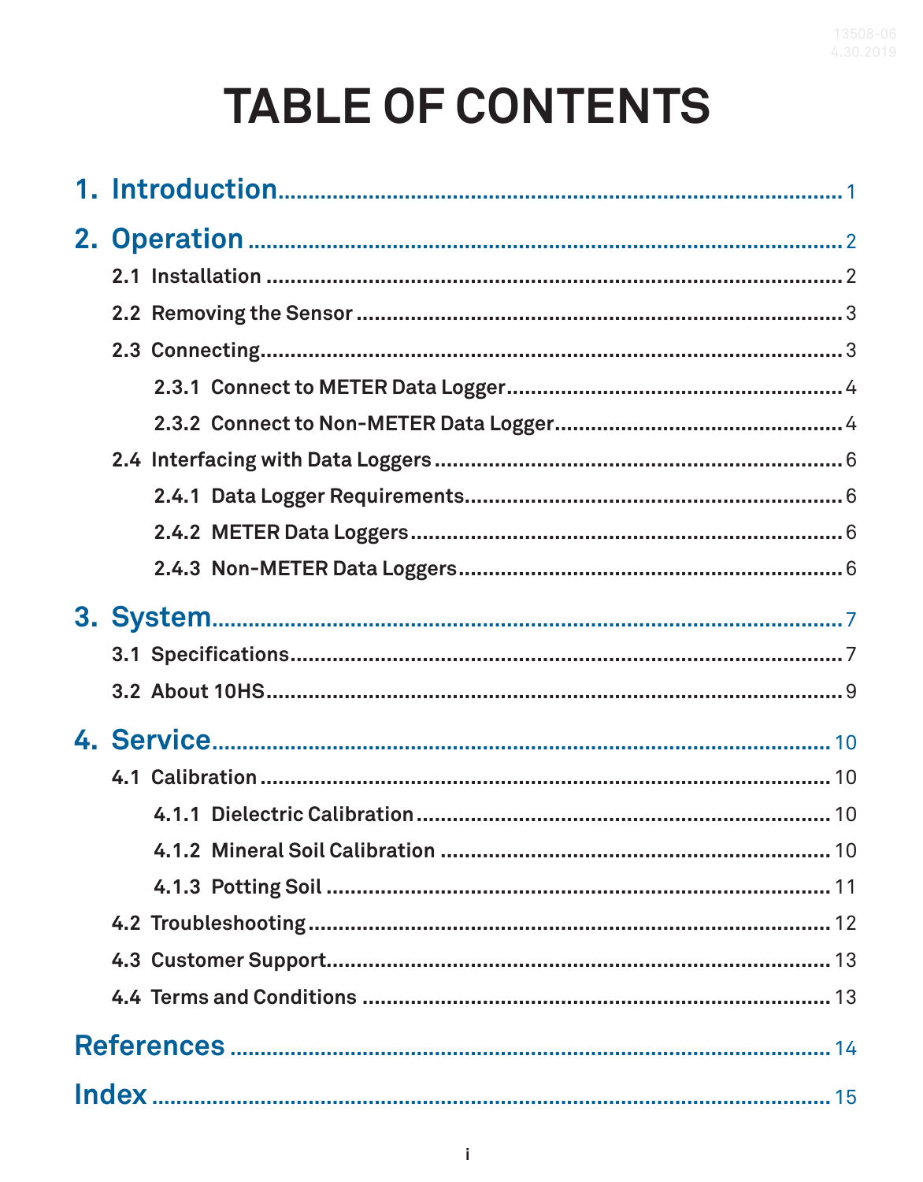# TABLE OF CONTENTS

1. Introduction ........ 1

2. Operation ........ 2
   - 2.1 Installation ........ 2
   - 2.2 Removing the Sensor ........ 3
   - 2.3 Connecting ........ 3
     - 2.3.1 Connect to METER Data Logger ........ 4
     - 2.3.2 Connect to Non-METER Data Logger ........ 4
   - 2.4 Interfacing with Data Loggers ........ 6
     - 2.4.1 Data Logger Requirements ........ 6
     - 2.4.2 METER Data Loggers ........ 6
     - 2.4.3 Non-METER Data Loggers ........ 6

3. System ........ 7
   - 3.1 Specifications ........ 7
   - 3.2 About 10HS ........ 9

4. Service ........ 10
   - 4.1 Calibration ........ 10
     - 4.1.1 Dielectric Calibration ........ 10
     - 4.1.2 Mineral Soil Calibration ........ 10
     - 4.1.3 Potting Soil ........ 11
   - 4.2 Troubleshooting ........ 12
   - 4.3 Customer Support ........ 13
   - 4.4 Terms and Conditions ........ 13

References ........ 14

Index ........ 15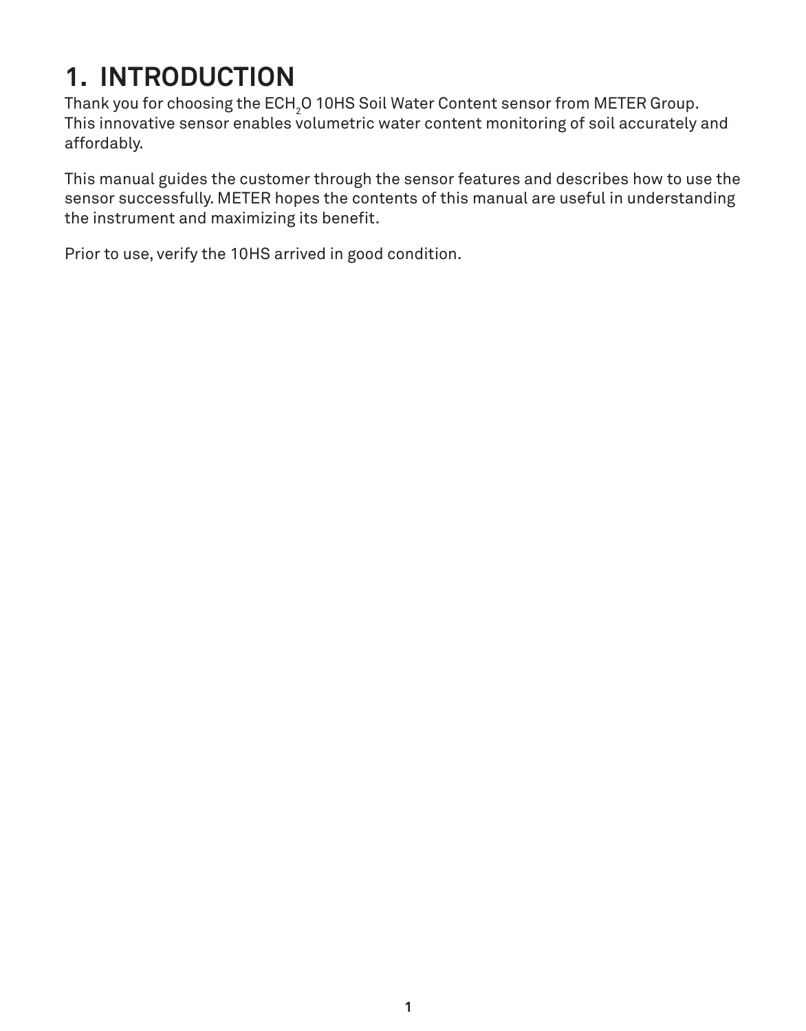# 1. INTRODUCTION

Thank you for choosing the $ECH_2O$ 10HS Soil Water Content sensor from METER Group. This innovative sensor enables volumetric water content monitoring of soil accurately and affordably.

This manual guides the customer through the sensor features and describes how to use the sensor successfully. METER hopes the contents of this manual are useful in understanding the instrument and maximizing its benefit.

Prior to use, verify the 10HS arrived in good condition.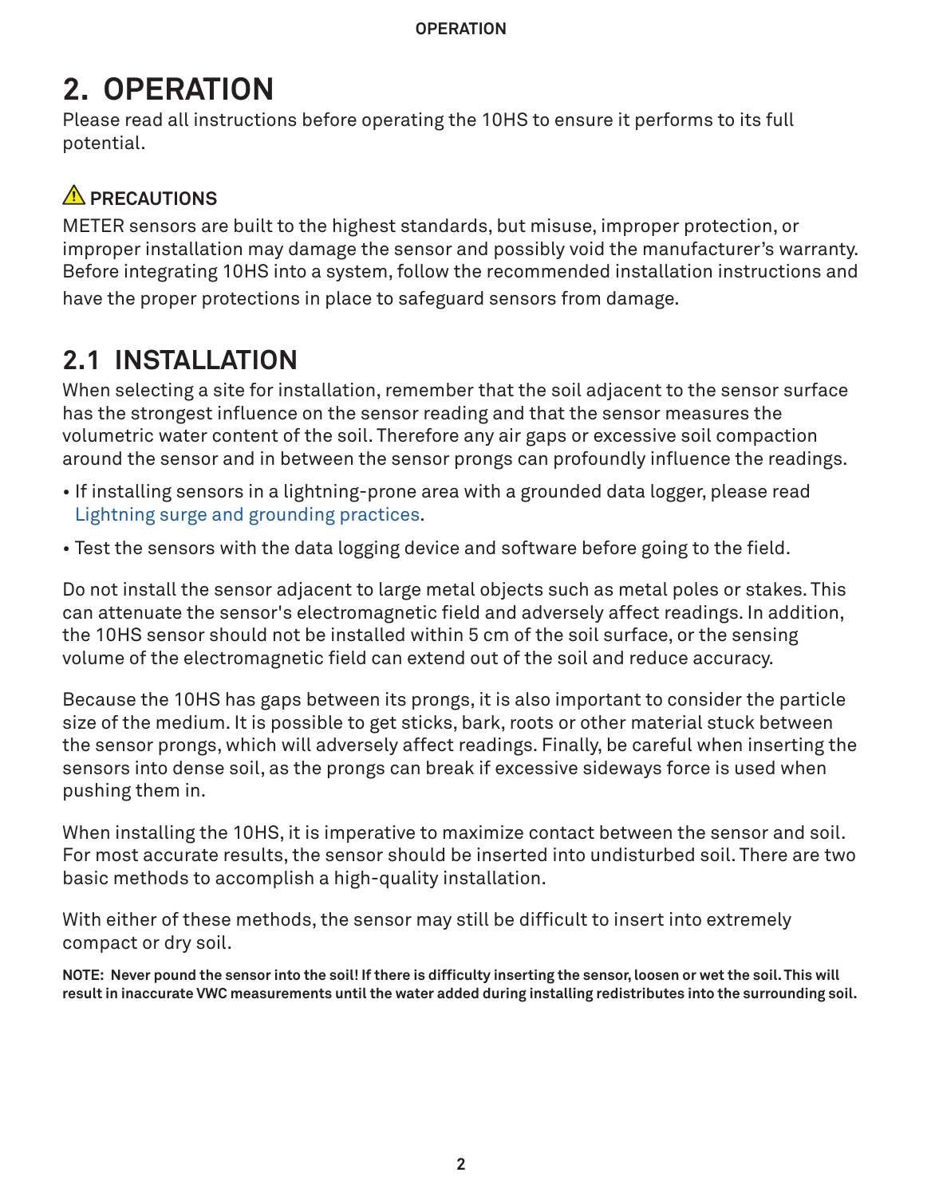# 2. OPERATION

Please read all instructions before operating the 10HS to ensure it performs to its full potential.

### ⚠ PRECAUTIONS

METER sensors are built to the highest standards, but misuse, improper protection, or improper installation may damage the sensor and possibly void the manufacturer's warranty. Before integrating 10HS into a system, follow the recommended installation instructions and have the proper protections in place to safeguard sensors from damage.

## 2.1 INSTALLATION

When selecting a site for installation, remember that the soil adjacent to the sensor surface has the strongest influence on the sensor reading and that the sensor measures the volumetric water content of the soil. Therefore any air gaps or excessive soil compaction around the sensor and in between the sensor prongs can profoundly influence the readings.

- If installing sensors in a lightning-prone area with a grounded data logger, please read Lightning surge and grounding practices.
- Test the sensors with the data logging device and software before going to the field.

Do not install the sensor adjacent to large metal objects such as metal poles or stakes. This can attenuate the sensor's electromagnetic field and adversely affect readings. In addition, the 10HS sensor should not be installed within 5 cm of the soil surface, or the sensing volume of the electromagnetic field can extend out of the soil and reduce accuracy.

Because the 10HS has gaps between its prongs, it is also important to consider the particle size of the medium. It is possible to get sticks, bark, roots or other material stuck between the sensor prongs, which will adversely affect readings. Finally, be careful when inserting the sensors into dense soil, as the prongs can break if excessive sideways force is used when pushing them in.

When installing the 10HS, it is imperative to maximize contact between the sensor and soil. For most accurate results, the sensor should be inserted into undisturbed soil. There are two basic methods to accomplish a high-quality installation.

With either of these methods, the sensor may still be difficult to insert into extremely compact or dry soil.

**NOTE: Never pound the sensor into the soil! If there is difficulty inserting the sensor, loosen or wet the soil. This will result in inaccurate VWC measurements until the water added during installing redistributes into the surrounding soil.**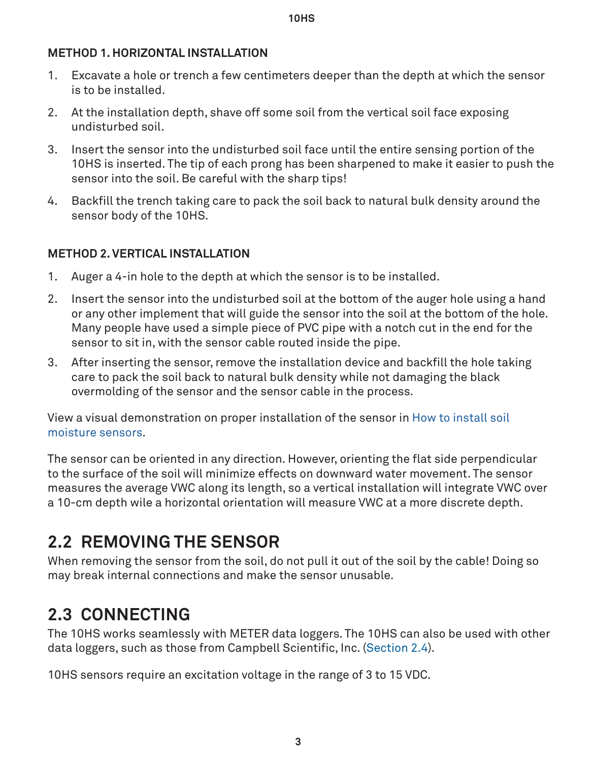### METHOD 1. HORIZONTAL INSTALLATION

1. Excavate a hole or trench a few centimeters deeper than the depth at which the sensor is to be installed.
2. At the installation depth, shave off some soil from the vertical soil face exposing undisturbed soil.
3. Insert the sensor into the undisturbed soil face until the entire sensing portion of the 10HS is inserted. The tip of each prong has been sharpened to make it easier to push the sensor into the soil. Be careful with the sharp tips!
4. Backfill the trench taking care to pack the soil back to natural bulk density around the sensor body of the 10HS.

### METHOD 2. VERTICAL INSTALLATION

1. Auger a 4-in hole to the depth at which the sensor is to be installed.
2. Insert the sensor into the undisturbed soil at the bottom of the auger hole using a hand or any other implement that will guide the sensor into the soil at the bottom of the hole. Many people have used a simple piece of PVC pipe with a notch cut in the end for the sensor to sit in, with the sensor cable routed inside the pipe.
3. After inserting the sensor, remove the installation device and backfill the hole taking care to pack the soil back to natural bulk density while not damaging the black overmolding of the sensor and the sensor cable in the process.

View a visual demonstration on proper installation of the sensor in How to install soil moisture sensors.

The sensor can be oriented in any direction. However, orienting the flat side perpendicular to the surface of the soil will minimize effects on downward water movement. The sensor measures the average VWC along its length, so a vertical installation will integrate VWC over a 10-cm depth wile a horizontal orientation will measure VWC at a more discrete depth.

## 2.2 REMOVING THE SENSOR

When removing the sensor from the soil, do not pull it out of the soil by the cable! Doing so may break internal connections and make the sensor unusable.

## 2.3 CONNECTING

The 10HS works seamlessly with METER data loggers. The 10HS can also be used with other data loggers, such as those from Campbell Scientific, Inc. (Section 2.4).

10HS sensors require an excitation voltage in the range of 3 to 15 VDC.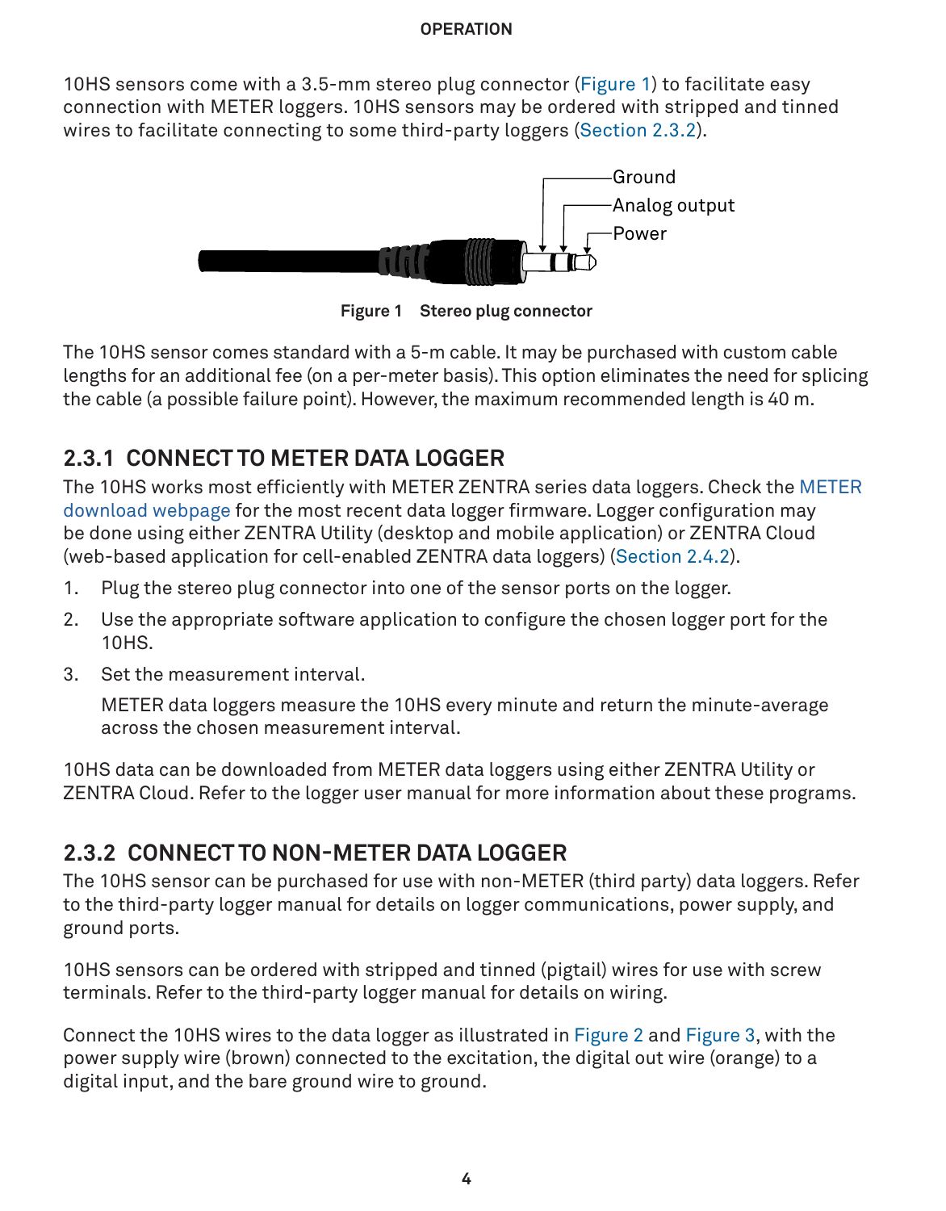OPERATION

10HS sensors come with a 3.5-mm stereo plug connector (Figure 1) to facilitate easy connection with METER loggers. 10HS sensors may be ordered with stripped and tinned wires to facilitate connecting to some third-party loggers (Section 2.3.2).

Ground
Analog output
Power

**Figure 1 Stereo plug connector**

The 10HS sensor comes standard with a 5-m cable. It may be purchased with custom cable lengths for an additional fee (on a per-meter basis). This option eliminates the need for splicing the cable (a possible failure point). However, the maximum recommended length is 40 m.

## 2.3.1 CONNECT TO METER DATA LOGGER

The 10HS works most efficiently with METER ZENTRA series data loggers. Check the METER download webpage for the most recent data logger firmware. Logger configuration may be done using either ZENTRA Utility (desktop and mobile application) or ZENTRA Cloud (web-based application for cell-enabled ZENTRA data loggers) (Section 2.4.2).

1. Plug the stereo plug connector into one of the sensor ports on the logger.
2. Use the appropriate software application to configure the chosen logger port for the 10HS.
3. Set the measurement interval.

   METER data loggers measure the 10HS every minute and return the minute-average across the chosen measurement interval.

10HS data can be downloaded from METER data loggers using either ZENTRA Utility or ZENTRA Cloud. Refer to the logger user manual for more information about these programs.

## 2.3.2 CONNECT TO NON-METER DATA LOGGER

The 10HS sensor can be purchased for use with non-METER (third party) data loggers. Refer to the third-party logger manual for details on logger communications, power supply, and ground ports.

10HS sensors can be ordered with stripped and tinned (pigtail) wires for use with screw terminals. Refer to the third-party logger manual for details on wiring.

Connect the 10HS wires to the data logger as illustrated in Figure 2 and Figure 3, with the power supply wire (brown) connected to the excitation, the digital out wire (orange) to a digital input, and the bare ground wire to ground.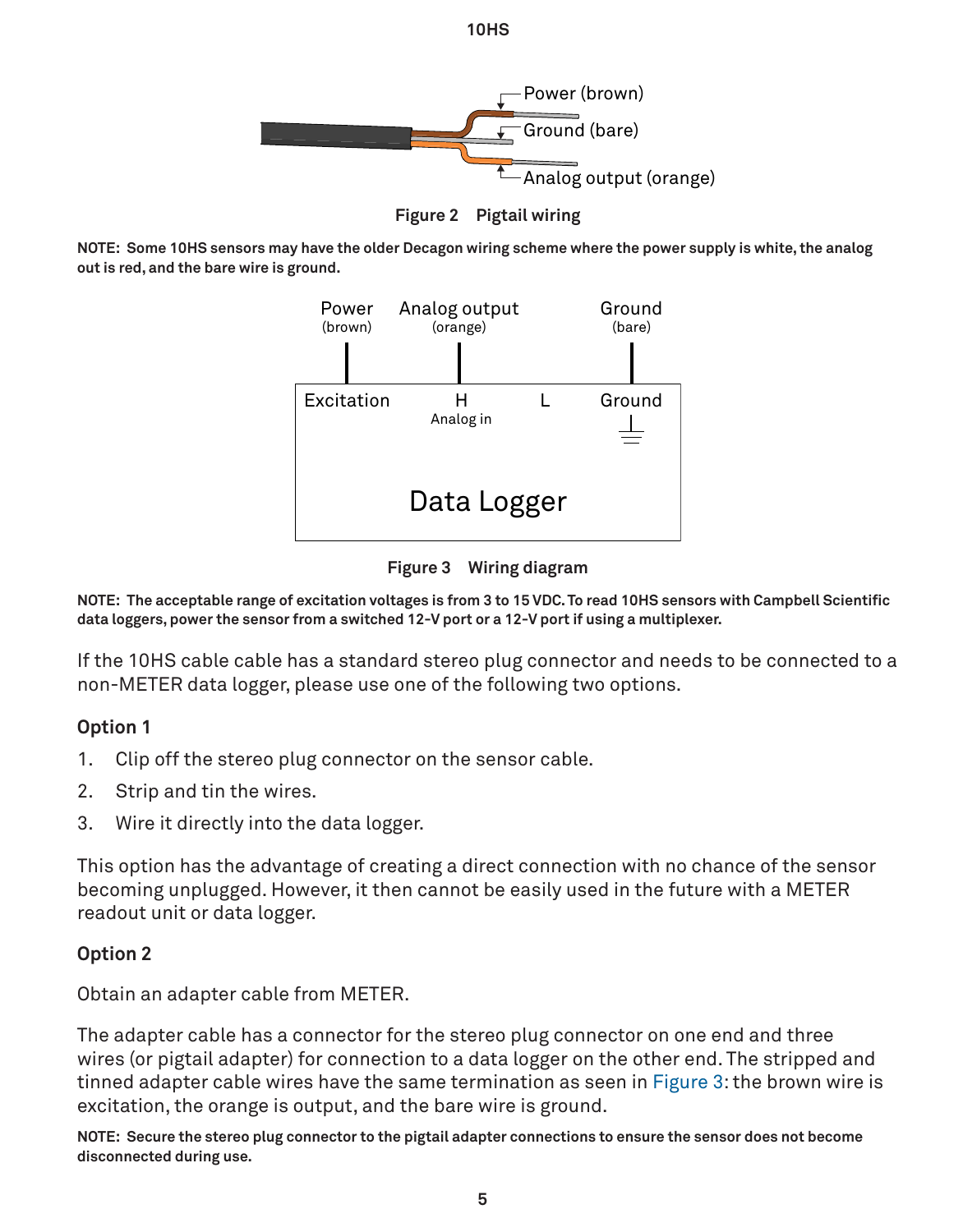Figure 2 Pigtail wiring

**NOTE: Some 10HS sensors may have the older Decagon wiring scheme where the power supply is white, the analog out is red, and the bare wire is ground.**

Figure 3 Wiring diagram

**NOTE: The acceptable range of excitation voltages is from 3 to 15 VDC. To read 10HS sensors with Campbell Scientific data loggers, power the sensor from a switched 12-V port or a 12-V port if using a multiplexer.**

If the 10HS cable cable has a standard stereo plug connector and needs to be connected to a non-METER data logger, please use one of the following two options.

### Option 1

1. Clip off the stereo plug connector on the sensor cable.
2. Strip and tin the wires.
3. Wire it directly into the data logger.

This option has the advantage of creating a direct connection with no chance of the sensor becoming unplugged. However, it then cannot be easily used in the future with a METER readout unit or data logger.

### Option 2

Obtain an adapter cable from METER.

The adapter cable has a connector for the stereo plug connector on one end and three wires (or pigtail adapter) for connection to a data logger on the other end. The stripped and tinned adapter cable wires have the same termination as seen in Figure 3: the brown wire is excitation, the orange is output, and the bare wire is ground.

**NOTE: Secure the stereo plug connector to the pigtail adapter connections to ensure the sensor does not become disconnected during use.**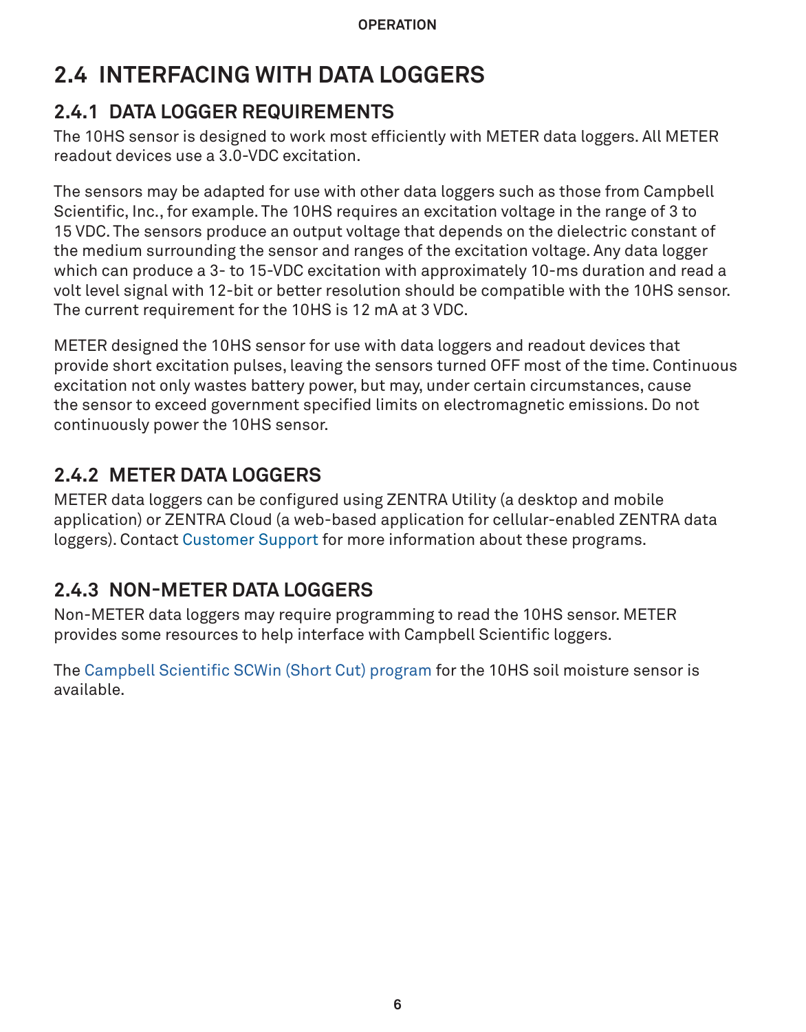## 2.4 INTERFACING WITH DATA LOGGERS

### 2.4.1 DATA LOGGER REQUIREMENTS

The 10HS sensor is designed to work most efficiently with METER data loggers. All METER readout devices use a 3.0-VDC excitation.

The sensors may be adapted for use with other data loggers such as those from Campbell Scientific, Inc., for example. The 10HS requires an excitation voltage in the range of 3 to 15 VDC. The sensors produce an output voltage that depends on the dielectric constant of the medium surrounding the sensor and ranges of the excitation voltage. Any data logger which can produce a 3- to 15-VDC excitation with approximately 10-ms duration and read a volt level signal with 12-bit or better resolution should be compatible with the 10HS sensor. The current requirement for the 10HS is 12 mA at 3 VDC.

METER designed the 10HS sensor for use with data loggers and readout devices that provide short excitation pulses, leaving the sensors turned OFF most of the time. Continuous excitation not only wastes battery power, but may, under certain circumstances, cause the sensor to exceed government specified limits on electromagnetic emissions. Do not continuously power the 10HS sensor.

### 2.4.2 METER DATA LOGGERS

METER data loggers can be configured using ZENTRA Utility (a desktop and mobile application) or ZENTRA Cloud (a web-based application for cellular-enabled ZENTRA data loggers). Contact Customer Support for more information about these programs.

### 2.4.3 NON-METER DATA LOGGERS

Non-METER data loggers may require programming to read the 10HS sensor. METER provides some resources to help interface with Campbell Scientific loggers.

The Campbell Scientific SCWin (Short Cut) program for the 10HS soil moisture sensor is available.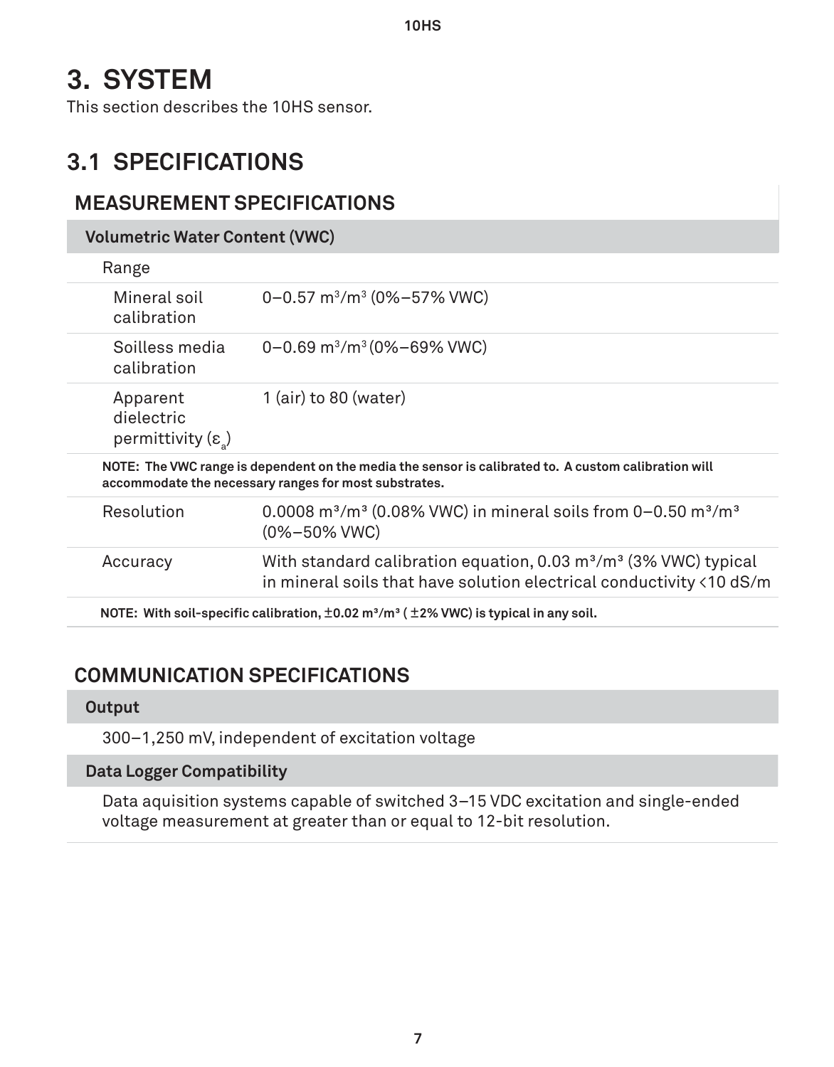# 3. SYSTEM

This section describes the 10HS sensor.

## 3.1 SPECIFICATIONS

### MEASUREMENT SPECIFICATIONS

| Volumetric Water Content (VWC) | |
|---|---|
| Range | |
| Mineral soil calibration | 0–0.57 $m^3/m^3$ (0%–57% VWC) |
| Soilless media calibration | 0–0.69 $m^3/m^3$ (0%–69% VWC) |
| Apparent dielectric permittivity ($\varepsilon_a$) | 1 (air) to 80 (water) |
| **NOTE: The VWC range is dependent on the media the sensor is calibrated to. A custom calibration will accommodate the necessary ranges for most substrates.** | |
| Resolution | 0.0008 $m^3/m^3$ (0.08% VWC) in mineral soils from 0–0.50 $m^3/m^3$ (0%–50% VWC) |
| Accuracy | With standard calibration equation, 0.03 $m^3/m^3$ (3% VWC) typical in mineral soils that have solution electrical conductivity <10 dS/m |
| **NOTE: With soil-specific calibration, ±0.02 $m^3/m^3$ ( ±2% VWC) is typical in any soil.** | |

### COMMUNICATION SPECIFICATIONS

**Output**

300–1,250 mV, independent of excitation voltage

**Data Logger Compatibility**

Data aquisition systems capable of switched 3–15 VDC excitation and single-ended voltage measurement at greater than or equal to 12-bit resolution.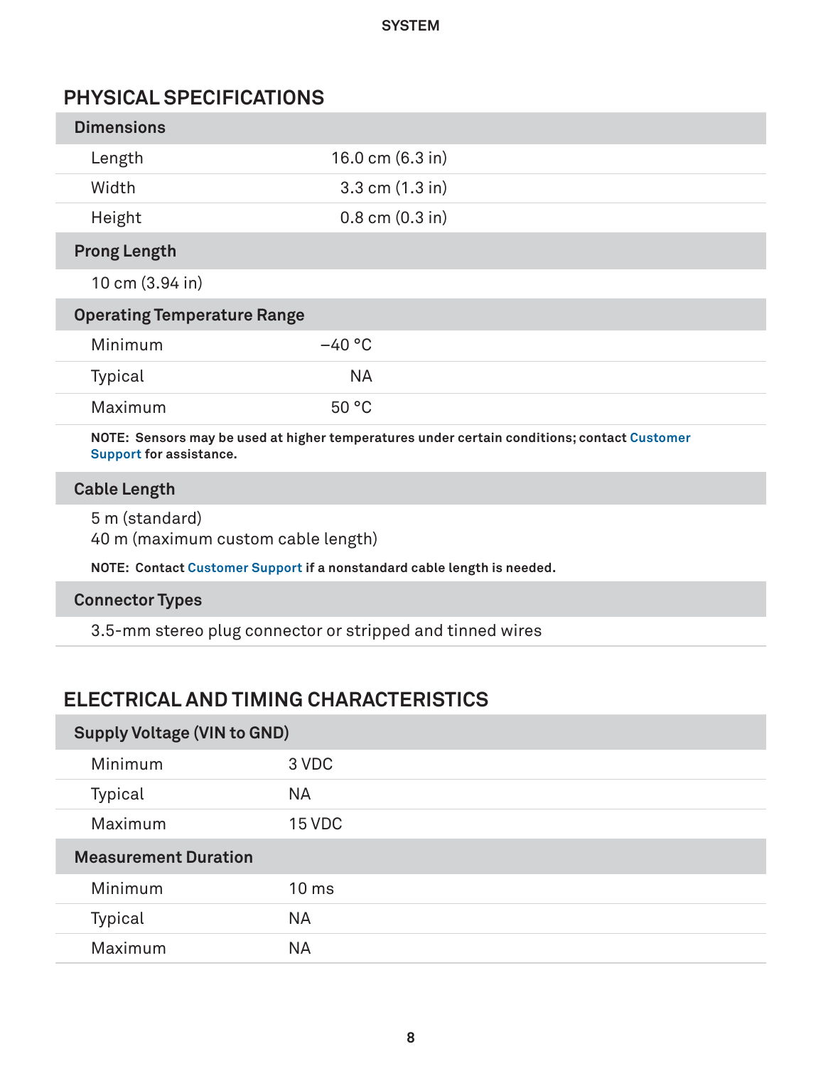## PHYSICAL SPECIFICATIONS

| Dimensions | |
|---|---|
| Length | 16.0 cm (6.3 in) |
| Width | 3.3 cm (1.3 in) |
| Height | 0.8 cm (0.3 in) |

| Prong Length |
|---|
| 10 cm (3.94 in) |

| Operating Temperature Range | |
|---|---|
| Minimum | −40 °C |
| Typical | NA |
| Maximum | 50 °C |

**NOTE: Sensors may be used at higher temperatures under certain conditions; contact Customer Support for assistance.**

| Cable Length |
|---|
| 5 m (standard)<br>40 m (maximum custom cable length) |

**NOTE: Contact Customer Support if a nonstandard cable length is needed.**

| Connector Types |
|---|
| 3.5-mm stereo plug connector or stripped and tinned wires |

## ELECTRICAL AND TIMING CHARACTERISTICS

| Supply Voltage (VIN to GND) | |
|---|---|
| Minimum | 3 VDC |
| Typical | NA |
| Maximum | 15 VDC |

| Measurement Duration | |
|---|---|
| Minimum | 10 ms |
| Typical | NA |
| Maximum | NA |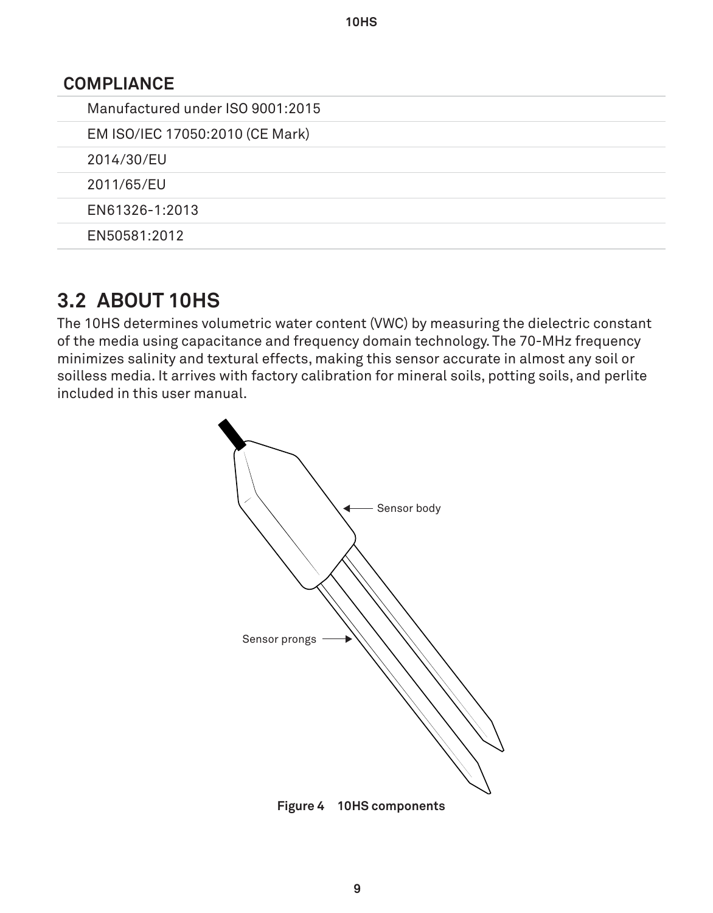## COMPLIANCE

| |
|---|
| Manufactured under ISO 9001:2015 |
| EM ISO/IEC 17050:2010 (CE Mark) |
| 2014/30/EU |
| 2011/65/EU |
| EN61326-1:2013 |
| EN50581:2012 |

# 3.2 ABOUT 10HS

The 10HS determines volumetric water content (VWC) by measuring the dielectric constant of the media using capacitance and frequency domain technology. The 70-MHz frequency minimizes salinity and textural effects, making this sensor accurate in almost any soil or soilless media. It arrives with factory calibration for mineral soils, potting soils, and perlite included in this user manual.

Sensor body

Sensor prongs

**Figure 4 10HS components**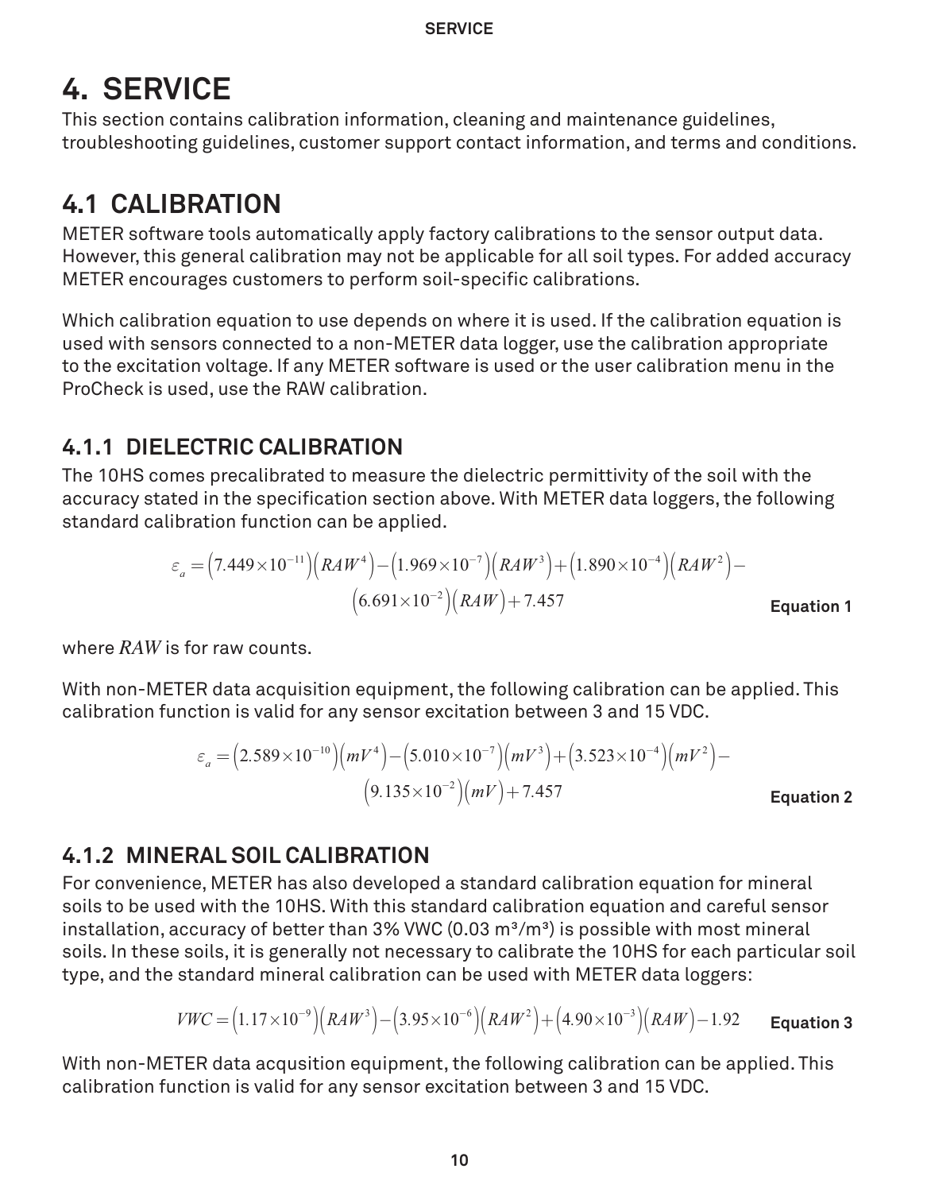# 4. SERVICE

This section contains calibration information, cleaning and maintenance guidelines, troubleshooting guidelines, customer support contact information, and terms and conditions.

## 4.1 CALIBRATION

METER software tools automatically apply factory calibrations to the sensor output data. However, this general calibration may not be applicable for all soil types. For added accuracy METER encourages customers to perform soil-specific calibrations.

Which calibration equation to use depends on where it is used. If the calibration equation is used with sensors connected to a non-METER data logger, use the calibration appropriate to the excitation voltage. If any METER software is used or the user calibration menu in the ProCheck is used, use the RAW calibration.

### 4.1.1 DIELECTRIC CALIBRATION

The 10HS comes precalibrated to measure the dielectric permittivity of the soil with the accuracy stated in the specification section above. With METER data loggers, the following standard calibration function can be applied.

$$\varepsilon_a = \left(7.449 \times 10^{-11}\right)\left(RAW^4\right) - \left(1.969 \times 10^{-7}\right)\left(RAW^3\right) + \left(1.890 \times 10^{-4}\right)\left(RAW^2\right) - \left(6.691 \times 10^{-2}\right)\left(RAW\right) + 7.457 \quad \textbf{Equation 1}$$

where $RAW$ is for raw counts.

With non-METER data acquisition equipment, the following calibration can be applied. This calibration function is valid for any sensor excitation between 3 and 15 VDC.

$$\varepsilon_a = \left(2.589 \times 10^{-10}\right)\left(mV^4\right) - \left(5.010 \times 10^{-7}\right)\left(mV^3\right) + \left(3.523 \times 10^{-4}\right)\left(mV^2\right) - \left(9.135 \times 10^{-2}\right)\left(mV\right) + 7.457 \quad \textbf{Equation 2}$$

### 4.1.2 MINERAL SOIL CALIBRATION

For convenience, METER has also developed a standard calibration equation for mineral soils to be used with the 10HS. With this standard calibration equation and careful sensor installation, accuracy of better than 3% VWC (0.03 m³/m³) is possible with most mineral soils. In these soils, it is generally not necessary to calibrate the 10HS for each particular soil type, and the standard mineral calibration can be used with METER data loggers:

$$VWC = \left(1.17 \times 10^{-9}\right)\left(RAW^3\right) - \left(3.95 \times 10^{-6}\right)\left(RAW^2\right) + \left(4.90 \times 10^{-3}\right)\left(RAW\right) - 1.92 \quad \textbf{Equation 3}$$

With non-METER data acqusition equipment, the following calibration can be applied. This calibration function is valid for any sensor excitation between 3 and 15 VDC.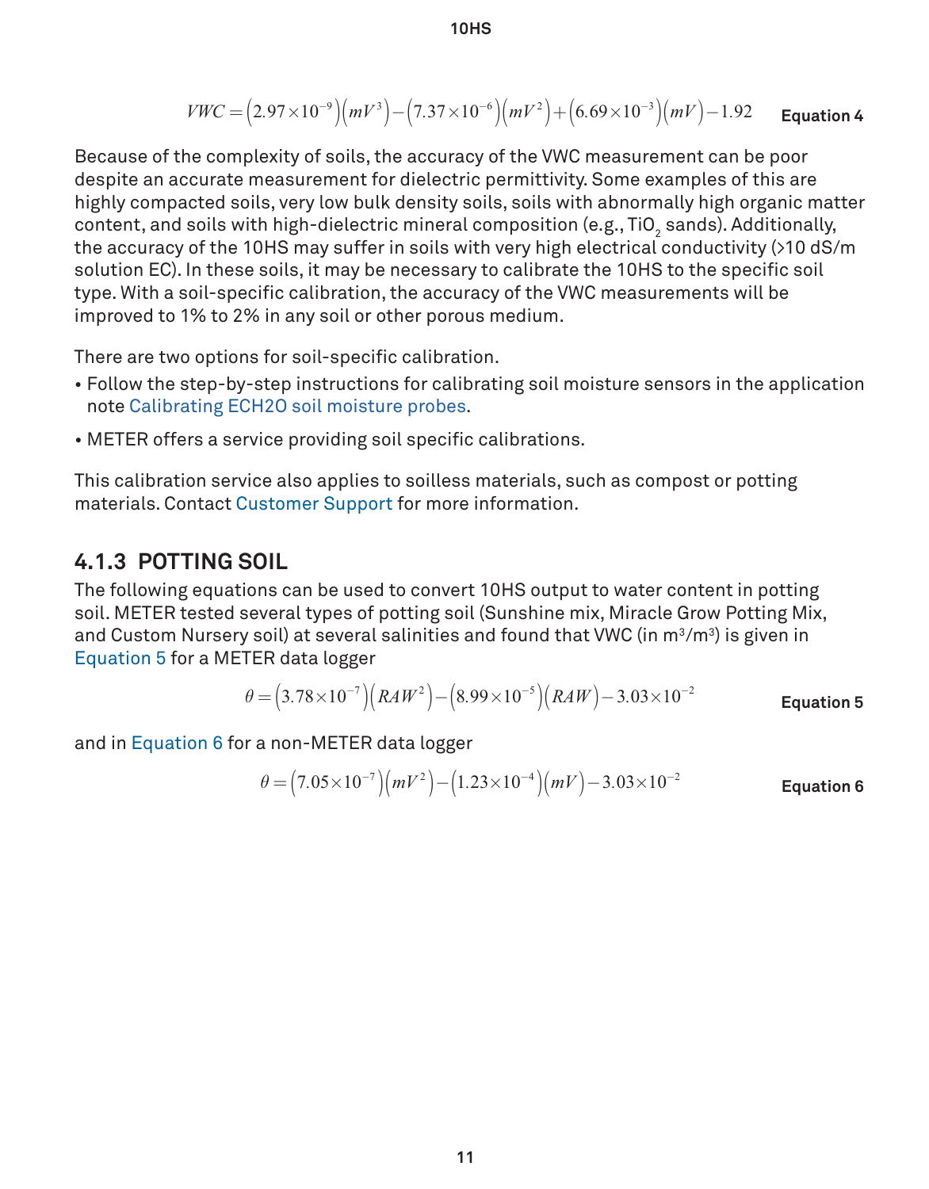$$VWC = \left(2.97 \times 10^{-9}\right)\left(mV^{3}\right) - \left(7.37 \times 10^{-6}\right)\left(mV^{2}\right) + \left(6.69 \times 10^{-3}\right)\left(mV\right) - 1.92 \qquad \textbf{Equation 4}$$

Because of the complexity of soils, the accuracy of the VWC measurement can be poor despite an accurate measurement for dielectric permittivity. Some examples of this are highly compacted soils, very low bulk density soils, soils with abnormally high organic matter content, and soils with high-dielectric mineral composition (e.g., $TiO_2$ sands). Additionally, the accuracy of the 10HS may suffer in soils with very high electrical conductivity (>10 dS/m solution EC). In these soils, it may be necessary to calibrate the 10HS to the specific soil type. With a soil-specific calibration, the accuracy of the VWC measurements will be improved to 1% to 2% in any soil or other porous medium.

There are two options for soil-specific calibration.

- Follow the step-by-step instructions for calibrating soil moisture sensors in the application note Calibrating ECH2O soil moisture probes.
- METER offers a service providing soil specific calibrations.

This calibration service also applies to soilless materials, such as compost or potting materials. Contact Customer Support for more information.

### 4.1.3 POTTING SOIL

The following equations can be used to convert 10HS output to water content in potting soil. METER tested several types of potting soil (Sunshine mix, Miracle Grow Potting Mix, and Custom Nursery soil) at several salinities and found that VWC (in $m^3/m^3$) is given in Equation 5 for a METER data logger

$$\theta = \left(3.78 \times 10^{-7}\right)\left(RAW^{2}\right) - \left(8.99 \times 10^{-5}\right)\left(RAW\right) - 3.03 \times 10^{-2} \qquad \textbf{Equation 5}$$

and in Equation 6 for a non-METER data logger

$$\theta = \left(7.05 \times 10^{-7}\right)\left(mV^{2}\right) - \left(1.23 \times 10^{-4}\right)\left(mV\right) - 3.03 \times 10^{-2} \qquad \textbf{Equation 6}$$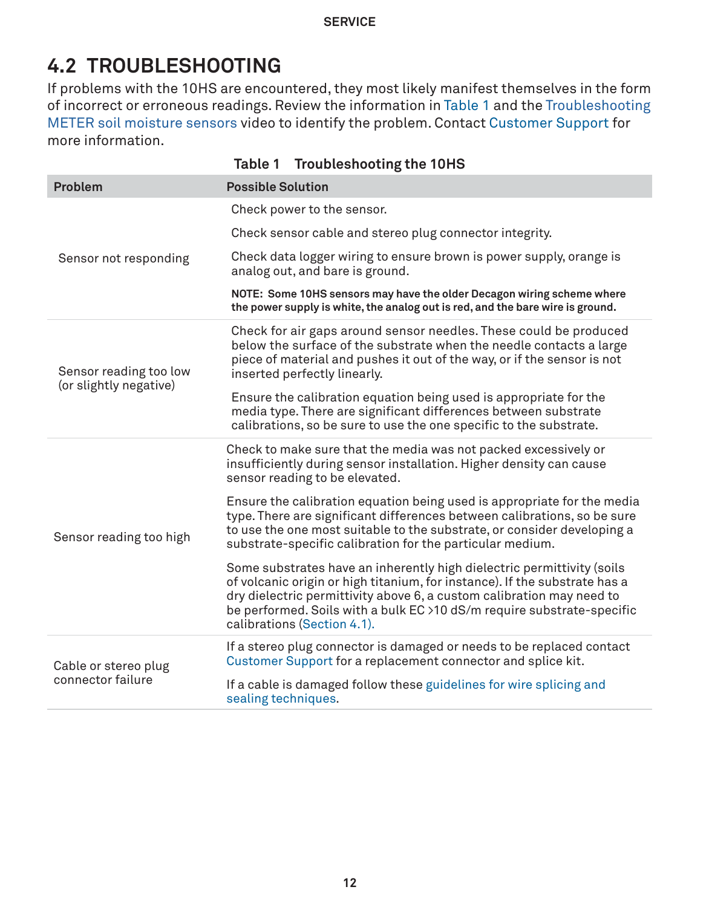## 4.2 TROUBLESHOOTING

If problems with the 10HS are encountered, they most likely manifest themselves in the form of incorrect or erroneous readings. Review the information in Table 1 and the Troubleshooting METER soil moisture sensors video to identify the problem. Contact Customer Support for more information.

**Table 1 Troubleshooting the 10HS**

| Problem | Possible Solution |
|---|---|
| Sensor not responding | Check power to the sensor.<br><br>Check sensor cable and stereo plug connector integrity.<br><br>Check data logger wiring to ensure brown is power supply, orange is analog out, and bare is ground.<br><br>**NOTE: Some 10HS sensors may have the older Decagon wiring scheme where the power supply is white, the analog out is red, and the bare wire is ground.** |
| Sensor reading too low (or slightly negative) | Check for air gaps around sensor needles. These could be produced below the surface of the substrate when the needle contacts a large piece of material and pushes it out of the way, or if the sensor is not inserted perfectly linearly.<br><br>Ensure the calibration equation being used is appropriate for the media type. There are significant differences between substrate calibrations, so be sure to use the one specific to the substrate. |
| Sensor reading too high | Check to make sure that the media was not packed excessively or insufficiently during sensor installation. Higher density can cause sensor reading to be elevated.<br><br>Ensure the calibration equation being used is appropriate for the media type. There are significant differences between calibrations, so be sure to use the one most suitable to the substrate, or consider developing a substrate-specific calibration for the particular medium.<br><br>Some substrates have an inherently high dielectric permittivity (soils of volcanic origin or high titanium, for instance). If the substrate has a dry dielectric permittivity above 6, a custom calibration may need to be performed. Soils with a bulk EC >10 dS/m require substrate-specific calibrations (Section 4.1). |
| Cable or stereo plug connector failure | If a stereo plug connector is damaged or needs to be replaced contact Customer Support for a replacement connector and splice kit.<br><br>If a cable is damaged follow these guidelines for wire splicing and sealing techniques. |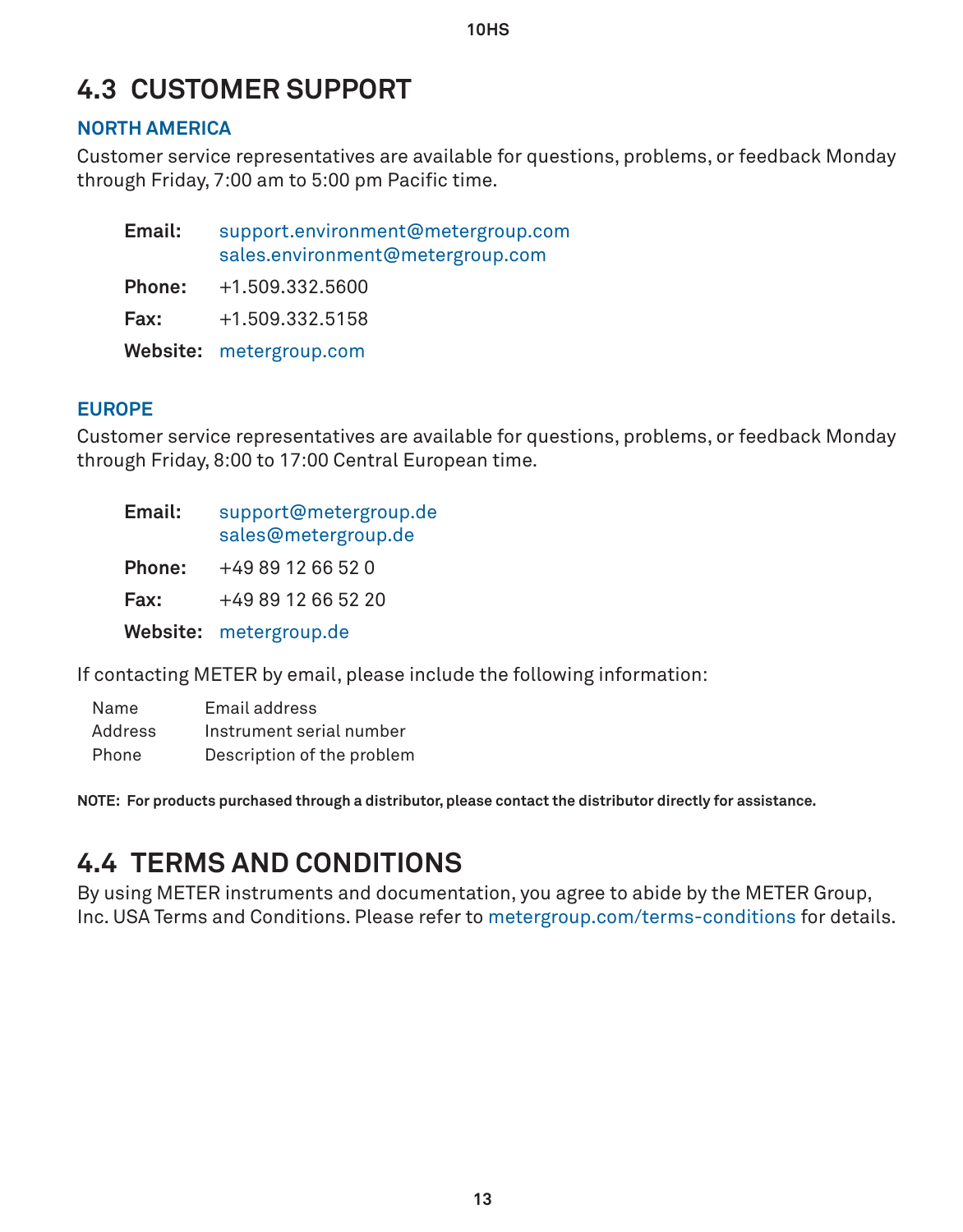## 4.3 CUSTOMER SUPPORT

### NORTH AMERICA

Customer service representatives are available for questions, problems, or feedback Monday through Friday, 7:00 am to 5:00 pm Pacific time.

**Email:** support.environment@metergroup.com
sales.environment@metergroup.com

**Phone:** +1.509.332.5600

**Fax:** +1.509.332.5158

**Website:** metergroup.com

### EUROPE

Customer service representatives are available for questions, problems, or feedback Monday through Friday, 8:00 to 17:00 Central European time.

**Email:** support@metergroup.de
sales@metergroup.de

**Phone:** +49 89 12 66 52 0

**Fax:** +49 89 12 66 52 20

**Website:** metergroup.de

If contacting METER by email, please include the following information:

| | |
|---|---|
| Name | Email address |
| Address | Instrument serial number |
| Phone | Description of the problem |

**NOTE: For products purchased through a distributor, please contact the distributor directly for assistance.**

## 4.4 TERMS AND CONDITIONS

By using METER instruments and documentation, you agree to abide by the METER Group, Inc. USA Terms and Conditions. Please refer to metergroup.com/terms-conditions for details.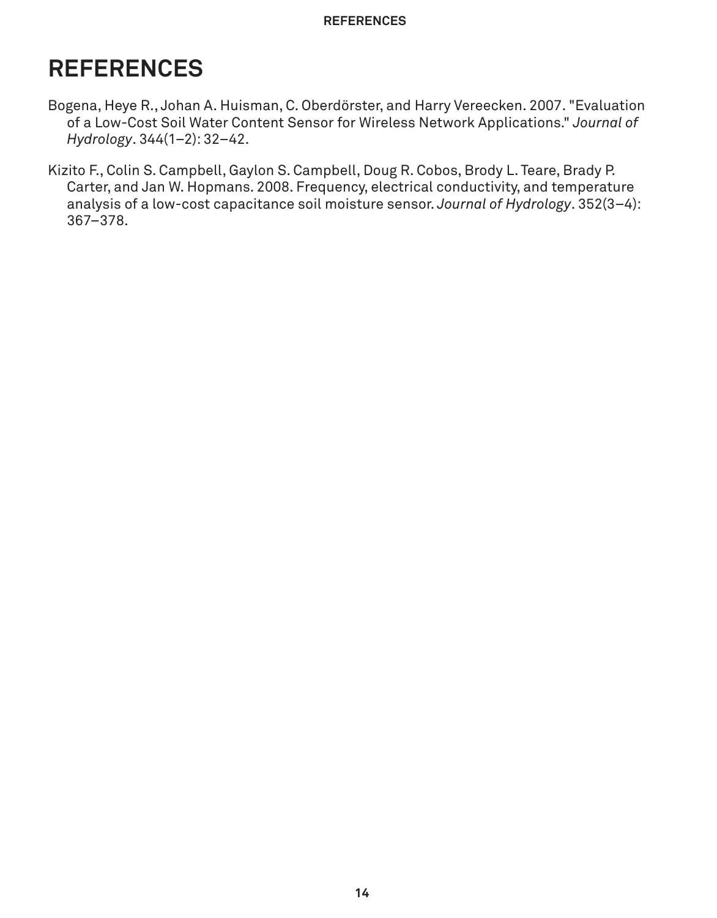# REFERENCES

Bogena, Heye R., Johan A. Huisman, C. Oberdörster, and Harry Vereecken. 2007. "Evaluation of a Low-Cost Soil Water Content Sensor for Wireless Network Applications." *Journal of Hydrology*. 344(1–2): 32–42.

Kizito F., Colin S. Campbell, Gaylon S. Campbell, Doug R. Cobos, Brody L. Teare, Brady P. Carter, and Jan W. Hopmans. 2008. Frequency, electrical conductivity, and temperature analysis of a low-cost capacitance soil moisture sensor. *Journal of Hydrology*. 352(3–4): 367–378.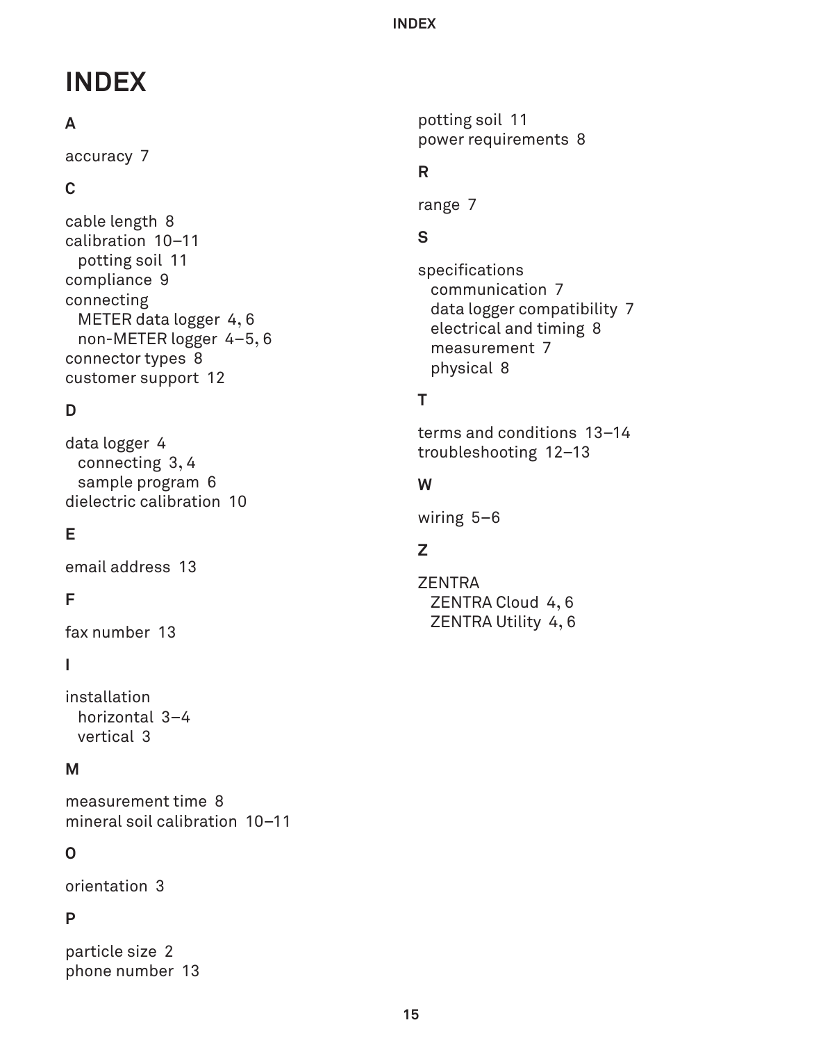# INDEX

## A

accuracy 7

## C

cable length 8
calibration 10–11
  potting soil 11
compliance 9
connecting
  METER data logger 4, 6
  non-METER logger 4–5, 6
connector types 8
customer support 12

## D

data logger 4
  connecting 3, 4
  sample program 6
dielectric calibration 10

## E

email address 13

## F

fax number 13

## I

installation
  horizontal 3–4
  vertical 3

## M

measurement time 8
mineral soil calibration 10–11

## O

orientation 3

## P

particle size 2
phone number 13
potting soil 11
power requirements 8

## R

range 7

## S

specifications
  communication 7
  data logger compatibility 7
  electrical and timing 8
  measurement 7
  physical 8

## T

terms and conditions 13–14
troubleshooting 12–13

## W

wiring 5–6

## Z

ZENTRA
  ZENTRA Cloud 4, 6
  ZENTRA Utility 4, 6